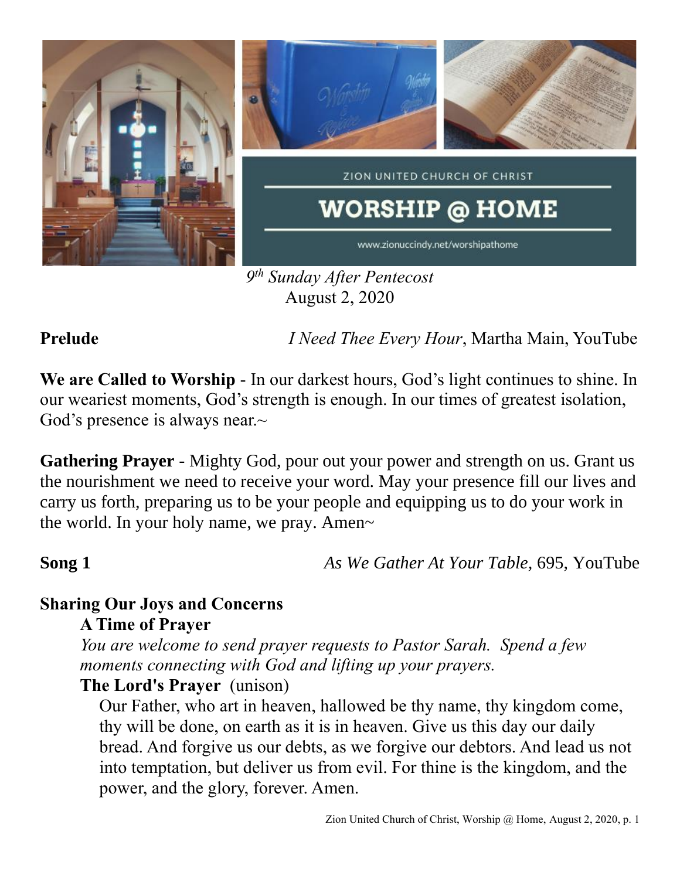ZION UNITED CHURCH OF CHRIST

# WORSHIP @ HOME

www.zionuccindy.net/worshipathome

*9th Sunday After Pentecost*
August 2, 2020

**Prelude** *I Need Thee Every Hour*, Martha Main, YouTube

**We are Called to Worship** - In our darkest hours, God's light continues to shine. In our weariest moments, God's strength is enough. In our times of greatest isolation, God's presence is always near.~

**Gathering Prayer** - Mighty God, pour out your power and strength on us. Grant us the nourishment we need to receive your word. May your presence fill our lives and carry us forth, preparing us to be your people and equipping us to do your work in the world. In your holy name, we pray. Amen~

**Song 1** *As We Gather At Your Table,* 695, YouTube

**Sharing Our Joys and Concerns**

**A Time of Prayer**

*You are welcome to send prayer requests to Pastor Sarah. Spend a few moments connecting with God and lifting up your prayers.*

**The Lord's Prayer** (unison)

Our Father, who art in heaven, hallowed be thy name, thy kingdom come, thy will be done, on earth as it is in heaven. Give us this day our daily bread. And forgive us our debts, as we forgive our debtors. And lead us not into temptation, but deliver us from evil. For thine is the kingdom, and the power, and the glory, forever. Amen.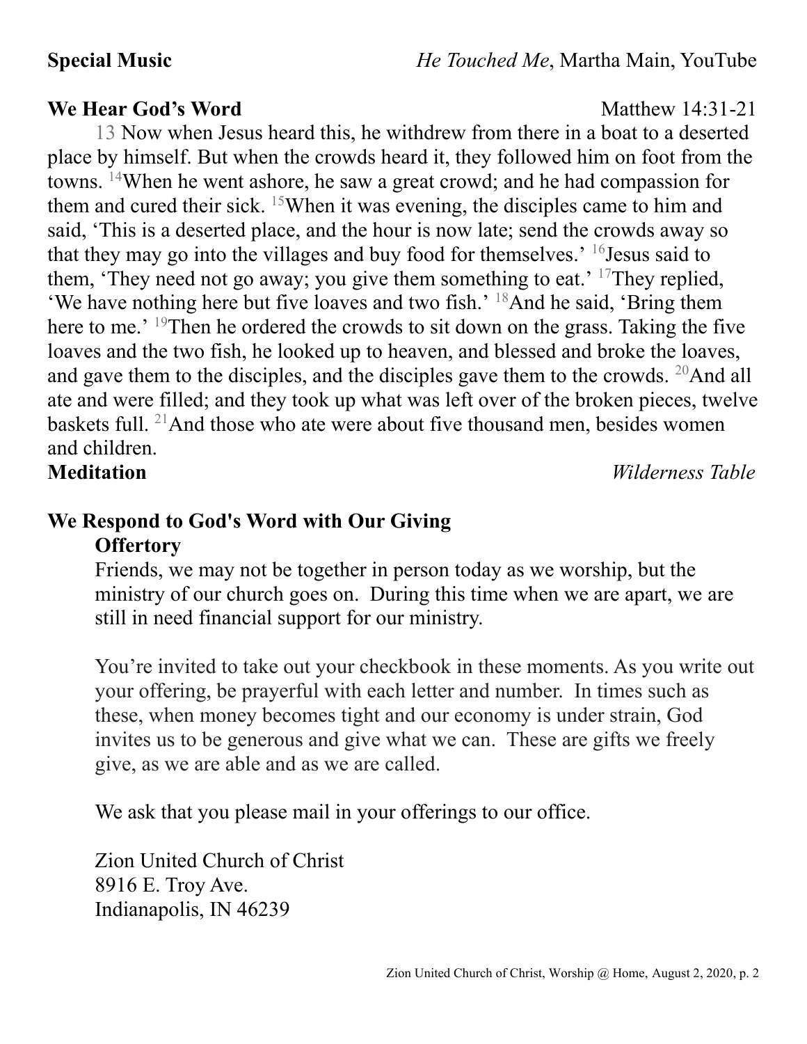**Special Music** *He Touched Me*, Martha Main, YouTube

**We Hear God's Word** Matthew 14:31-21

13 Now when Jesus heard this, he withdrew from there in a boat to a deserted place by himself. But when the crowds heard it, they followed him on foot from the towns. [14]When he went ashore, he saw a great crowd; and he had compassion for them and cured their sick. [15]When it was evening, the disciples came to him and said, 'This is a deserted place, and the hour is now late; send the crowds away so that they may go into the villages and buy food for themselves.' [16]Jesus said to them, 'They need not go away; you give them something to eat.' [17]They replied, 'We have nothing here but five loaves and two fish.' [18]And he said, 'Bring them here to me.' [19]Then he ordered the crowds to sit down on the grass. Taking the five loaves and the two fish, he looked up to heaven, and blessed and broke the loaves, and gave them to the disciples, and the disciples gave them to the crowds. [20]And all ate and were filled; and they took up what was left over of the broken pieces, twelve baskets full. [21]And those who ate were about five thousand men, besides women and children.

**Meditation** *Wilderness Table*

**We Respond to God's Word with Our Giving**

**Offertory**

Friends, we may not be together in person today as we worship, but the ministry of our church goes on. During this time when we are apart, we are still in need financial support for our ministry.

You're invited to take out your checkbook in these moments. As you write out your offering, be prayerful with each letter and number. In times such as these, when money becomes tight and our economy is under strain, God invites us to be generous and give what we can. These are gifts we freely give, as we are able and as we are called.

We ask that you please mail in your offerings to our office.

Zion United Church of Christ
8916 E. Troy Ave.
Indianapolis, IN 46239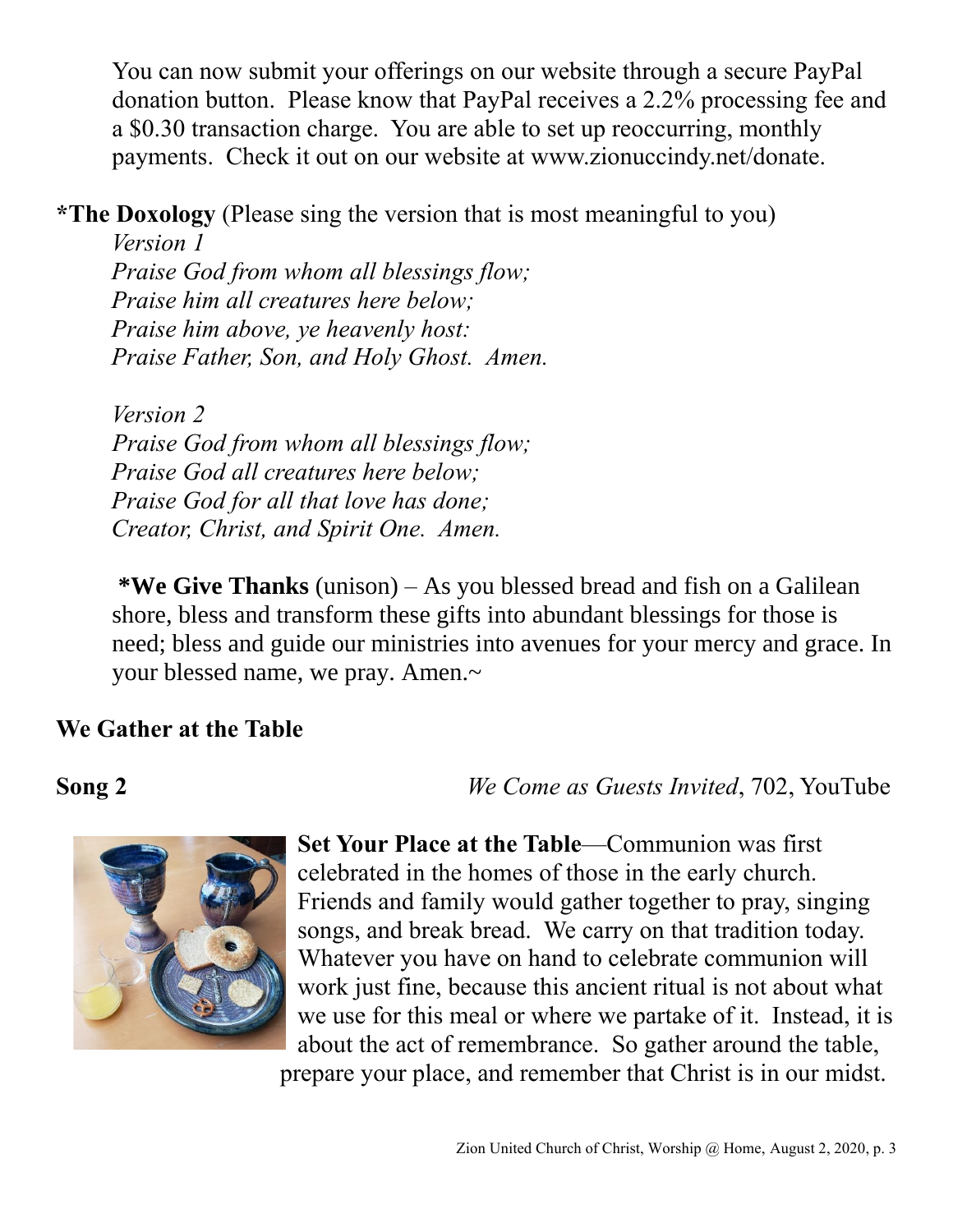You can now submit your offerings on our website through a secure PayPal donation button. Please know that PayPal receives a 2.2% processing fee and a $0.30 transaction charge. You are able to set up reoccurring, monthly payments. Check it out on our website at www.zionuccindy.net/donate.

**\*The Doxology** (Please sing the version that is most meaningful to you)

*Version 1*
*Praise God from whom all blessings flow;*
*Praise him all creatures here below;*
*Praise him above, ye heavenly host:*
*Praise Father, Son, and Holy Ghost. Amen.*

*Version 2*
*Praise God from whom all blessings flow;*
*Praise God all creatures here below;*
*Praise God for all that love has done;*
*Creator, Christ, and Spirit One. Amen.*

**\*We Give Thanks** (unison) – As you blessed bread and fish on a Galilean shore, bless and transform these gifts into abundant blessings for those is need; bless and guide our ministries into avenues for your mercy and grace. In your blessed name, we pray. Amen.~

## We Gather at the Table

**Song 2** *We Come as Guests Invited*, 702, YouTube

**Set Your Place at the Table**—Communion was first celebrated in the homes of those in the early church. Friends and family would gather together to pray, singing songs, and break bread. We carry on that tradition today. Whatever you have on hand to celebrate communion will work just fine, because this ancient ritual is not about what we use for this meal or where we partake of it. Instead, it is about the act of remembrance. So gather around the table, prepare your place, and remember that Christ is in our midst.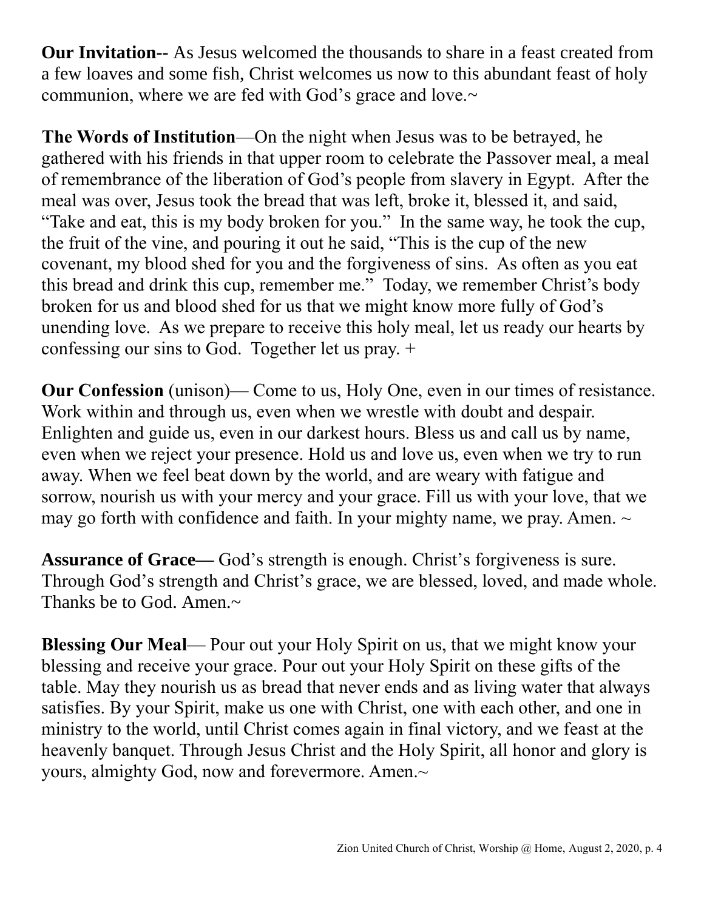**Our Invitation--** As Jesus welcomed the thousands to share in a feast created from a few loaves and some fish, Christ welcomes us now to this abundant feast of holy communion, where we are fed with God's grace and love.~

**The Words of Institution**—On the night when Jesus was to be betrayed, he gathered with his friends in that upper room to celebrate the Passover meal, a meal of remembrance of the liberation of God's people from slavery in Egypt. After the meal was over, Jesus took the bread that was left, broke it, blessed it, and said, "Take and eat, this is my body broken for you." In the same way, he took the cup, the fruit of the vine, and pouring it out he said, "This is the cup of the new covenant, my blood shed for you and the forgiveness of sins. As often as you eat this bread and drink this cup, remember me." Today, we remember Christ's body broken for us and blood shed for us that we might know more fully of God's unending love. As we prepare to receive this holy meal, let us ready our hearts by confessing our sins to God. Together let us pray. +

**Our Confession** (unison)— Come to us, Holy One, even in our times of resistance. Work within and through us, even when we wrestle with doubt and despair. Enlighten and guide us, even in our darkest hours. Bless us and call us by name, even when we reject your presence. Hold us and love us, even when we try to run away. When we feel beat down by the world, and are weary with fatigue and sorrow, nourish us with your mercy and your grace. Fill us with your love, that we may go forth with confidence and faith. In your mighty name, we pray. Amen. ~

**Assurance of Grace—** God's strength is enough. Christ's forgiveness is sure. Through God's strength and Christ's grace, we are blessed, loved, and made whole. Thanks be to God. Amen.~

**Blessing Our Meal**— Pour out your Holy Spirit on us, that we might know your blessing and receive your grace. Pour out your Holy Spirit on these gifts of the table. May they nourish us as bread that never ends and as living water that always satisfies. By your Spirit, make us one with Christ, one with each other, and one in ministry to the world, until Christ comes again in final victory, and we feast at the heavenly banquet. Through Jesus Christ and the Holy Spirit, all honor and glory is yours, almighty God, now and forevermore. Amen.~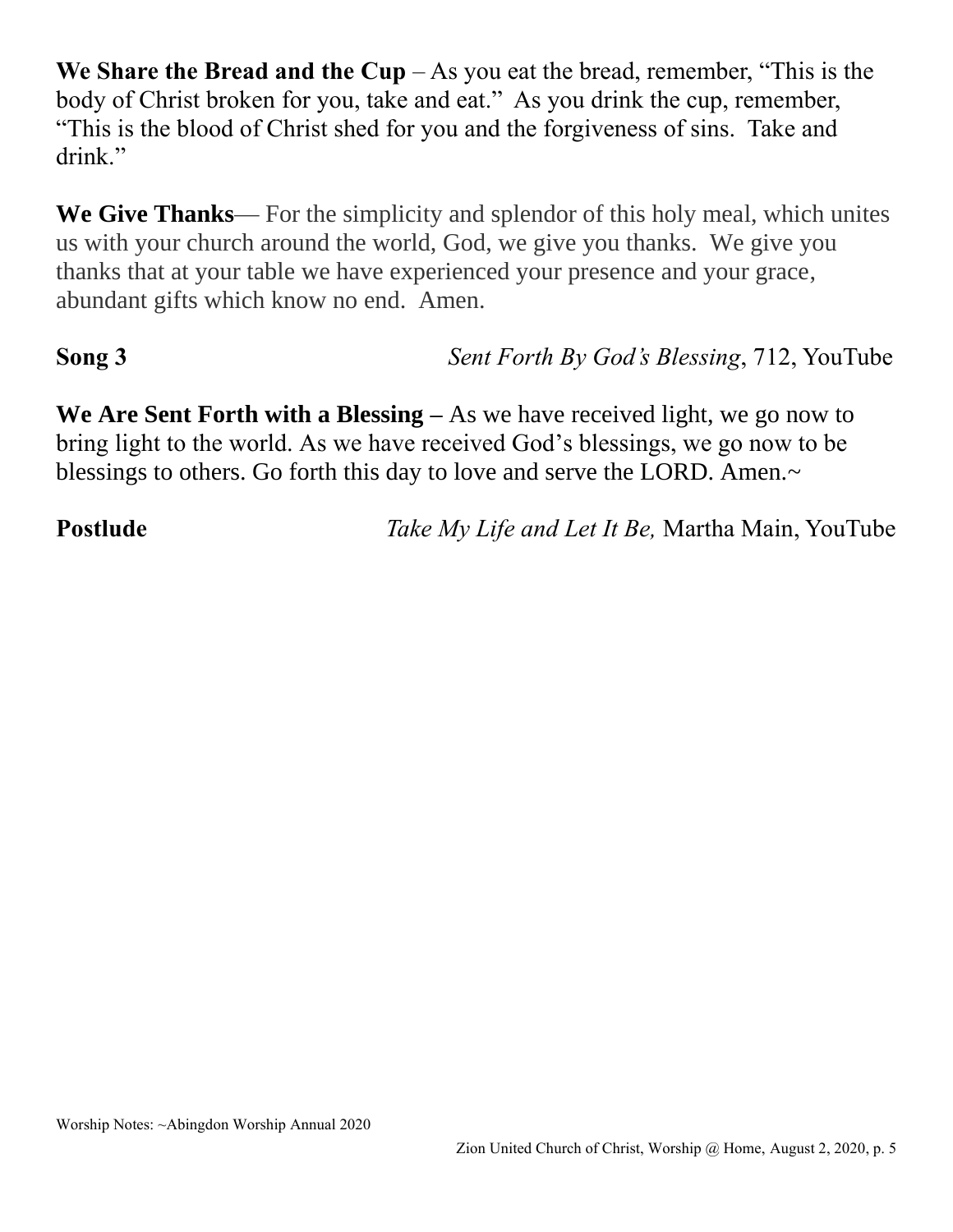**We Share the Bread and the Cup** – As you eat the bread, remember, “This is the body of Christ broken for you, take and eat.” As you drink the cup, remember, “This is the blood of Christ shed for you and the forgiveness of sins. Take and drink.”

**We Give Thanks**— For the simplicity and splendor of this holy meal, which unites us with your church around the world, God, we give you thanks. We give you thanks that at your table we have experienced your presence and your grace, abundant gifts which know no end. Amen.

**Song 3** *Sent Forth By God’s Blessing*, 712, YouTube

**We Are Sent Forth with a Blessing –** As we have received light, we go now to bring light to the world. As we have received God’s blessings, we go now to be blessings to others. Go forth this day to love and serve the LORD. Amen.~

**Postlude** *Take My Life and Let It Be,* Martha Main, YouTube

Worship Notes: ~Abingdon Worship Annual 2020